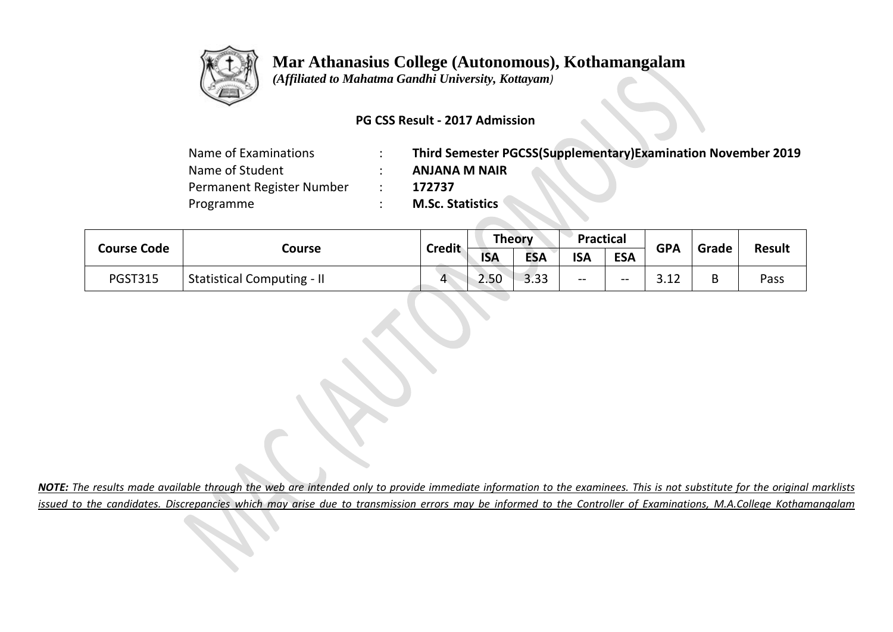# Mar Athanasius College (Autonomous), Kothamangalam

*(Affiliated to Mahatma Gandhi University, Kottayam)*

**PG CSS Result - 2017 Admission**

| | | |
|---|---|---|
| Name of Examinations | : | **Third Semester PGCSS(Supplementary)Examination November 2019** |
| Name of Student | : | **ANJANA M NAIR** |
| Permanent Register Number | : | **172737** |
| Programme | : | **M.Sc. Statistics** |

| Course Code | Course | Credit | Theory | | Practical | | GPA | Grade | Result |
|---|---|---|---|---|---|---|---|---|---|
| | | | ISA | ESA | ISA | ESA | | | |
| PGST315 | Statistical Computing - II | 4 | 2.50 | 3.33 | -- | -- | 3.12 | B | Pass |

***NOTE:** The results made available through the web are intended only to provide immediate information to the examinees. This is not substitute for the original marklists issued to the candidates. Discrepancies which may arise due to transmission errors may be informed to the Controller of Examinations, M.A.College Kothamangalam*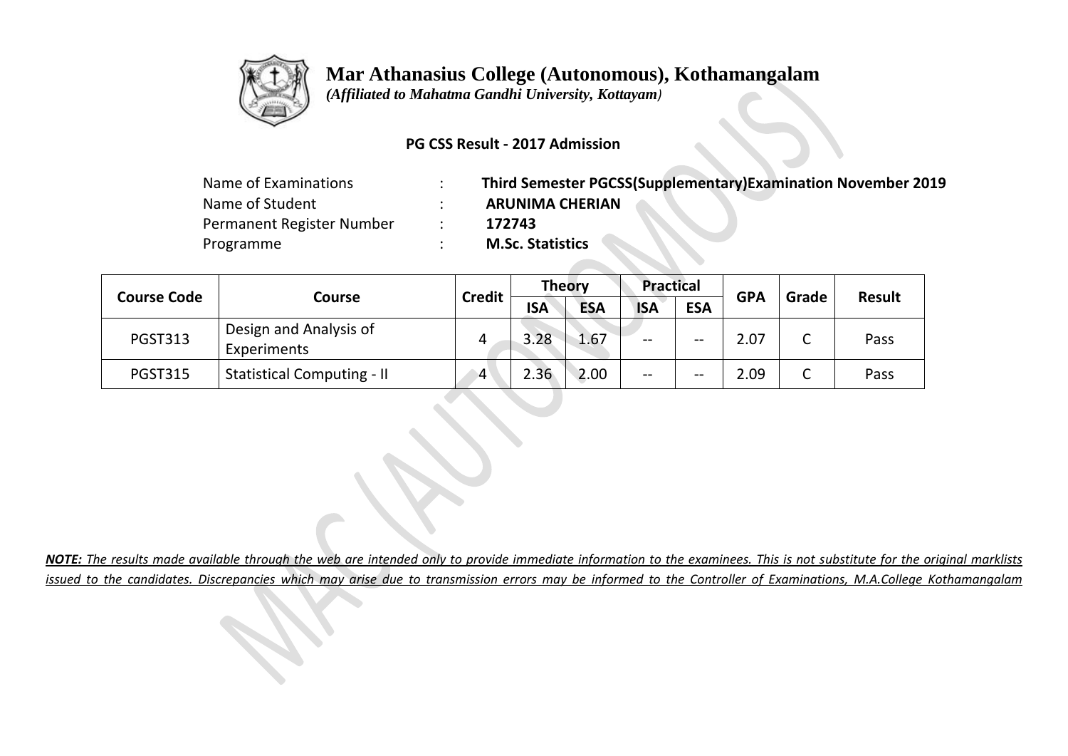# Mar Athanasius College (Autonomous), Kothamangalam

*(Affiliated to Mahatma Gandhi University, Kottayam)*

**PG CSS Result - 2017 Admission**

| | | |
|---|---|---|
| Name of Examinations | : | **Third Semester PGCSS(Supplementary)Examination November 2019** |
| Name of Student | : | **ARUNIMA CHERIAN** |
| Permanent Register Number | : | **172743** |
| Programme | : | **M.Sc. Statistics** |

| Course Code | Course | Credit | Theory | | Practical | | GPA | Grade | Result |
|---|---|---|---|---|---|---|---|---|---|
| | | | ISA | ESA | ISA | ESA | | | |
| PGST313 | Design and Analysis of Experiments | 4 | 3.28 | 1.67 | -- | -- | 2.07 | C | Pass |
| PGST315 | Statistical Computing - II | 4 | 2.36 | 2.00 | -- | -- | 2.09 | C | Pass |

***NOTE:** The results made available through the web are intended only to provide immediate information to the examinees. This is not substitute for the original marklists issued to the candidates. Discrepancies which may arise due to transmission errors may be informed to the Controller of Examinations, M.A.College Kothamangalam*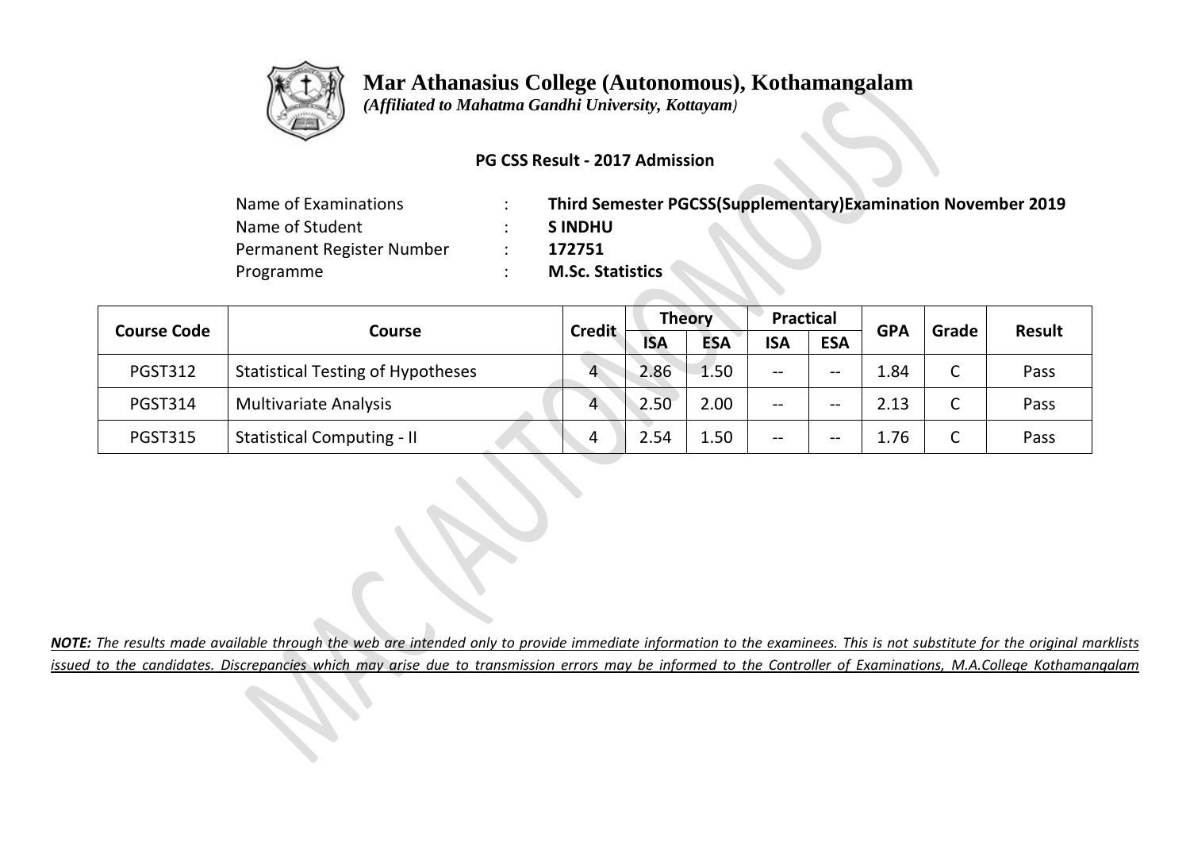# Mar Athanasius College (Autonomous), Kothamangalam

*(Affiliated to Mahatma Gandhi University, Kottayam)*

**PG CSS Result - 2017 Admission**

| | | |
|---|---|---|
| Name of Examinations | : | **Third Semester PGCSS(Supplementary)Examination November 2019** |
| Name of Student | : | **S INDHU** |
| Permanent Register Number | : | **172751** |
| Programme | : | **M.Sc. Statistics** |

| Course Code | Course | Credit | Theory | | Practical | | GPA | Grade | Result |
|---|---|---|---|---|---|---|---|---|---|
| | | | ISA | ESA | ISA | ESA | | | |
| PGST312 | Statistical Testing of Hypotheses | 4 | 2.86 | 1.50 | -- | -- | 1.84 | C | Pass |
| PGST314 | Multivariate Analysis | 4 | 2.50 | 2.00 | -- | -- | 2.13 | C | Pass |
| PGST315 | Statistical Computing - II | 4 | 2.54 | 1.50 | -- | -- | 1.76 | C | Pass |

***NOTE:** The results made available through the web are intended only to provide immediate information to the examinees. This is not substitute for the original marklists issued to the candidates. Discrepancies which may arise due to transmission errors may be informed to the Controller of Examinations, M.A.College Kothamangalam*